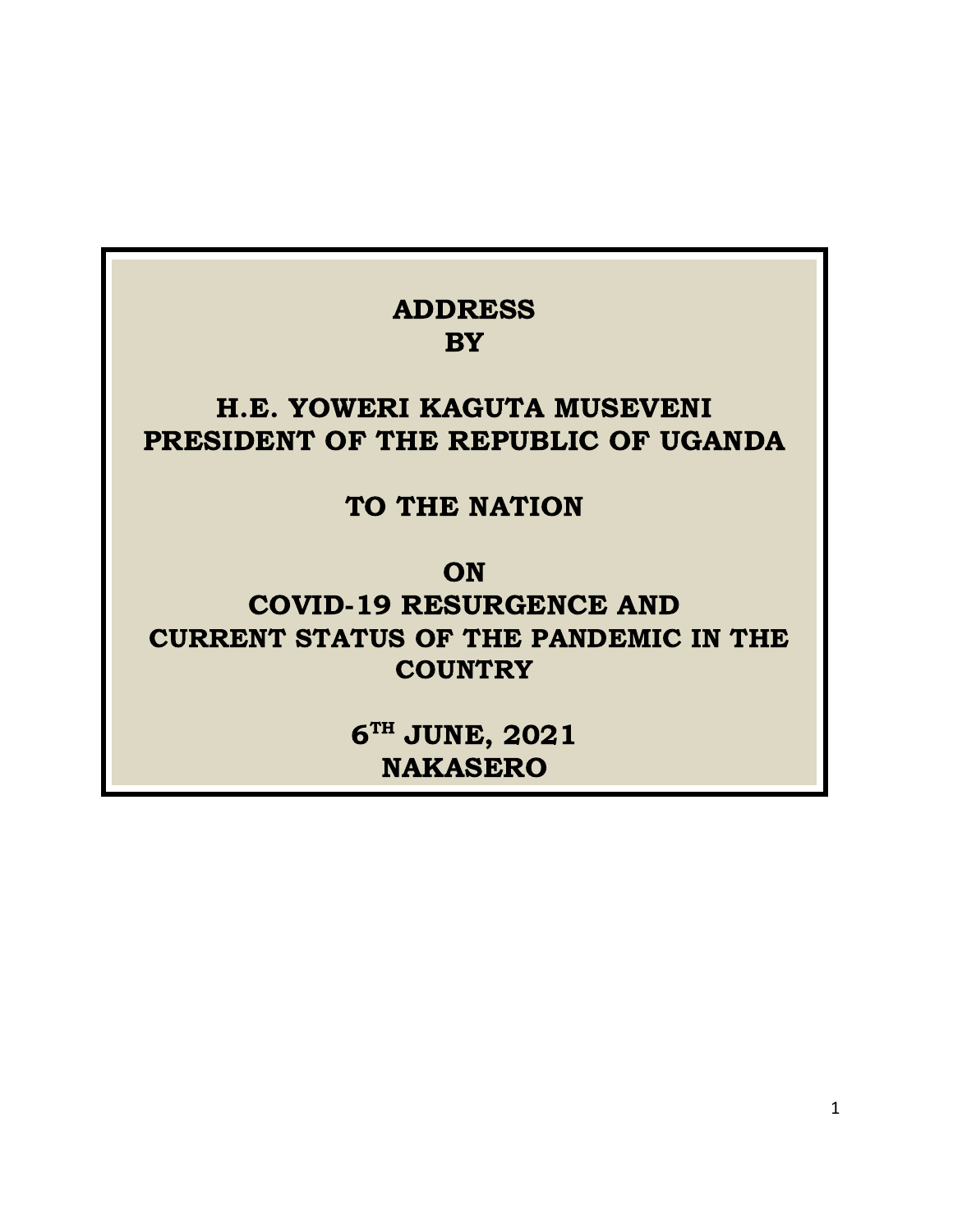**ADDRESS**
**BY**

**H.E. YOWERI KAGUTA MUSEVENI**
**PRESIDENT OF THE REPUBLIC OF UGANDA**

**TO THE NATION**

**ON**
**COVID-19 RESURGENCE AND**
**CURRENT STATUS OF THE PANDEMIC IN THE COUNTRY**

**6TH JUNE, 2021**
**NAKASERO**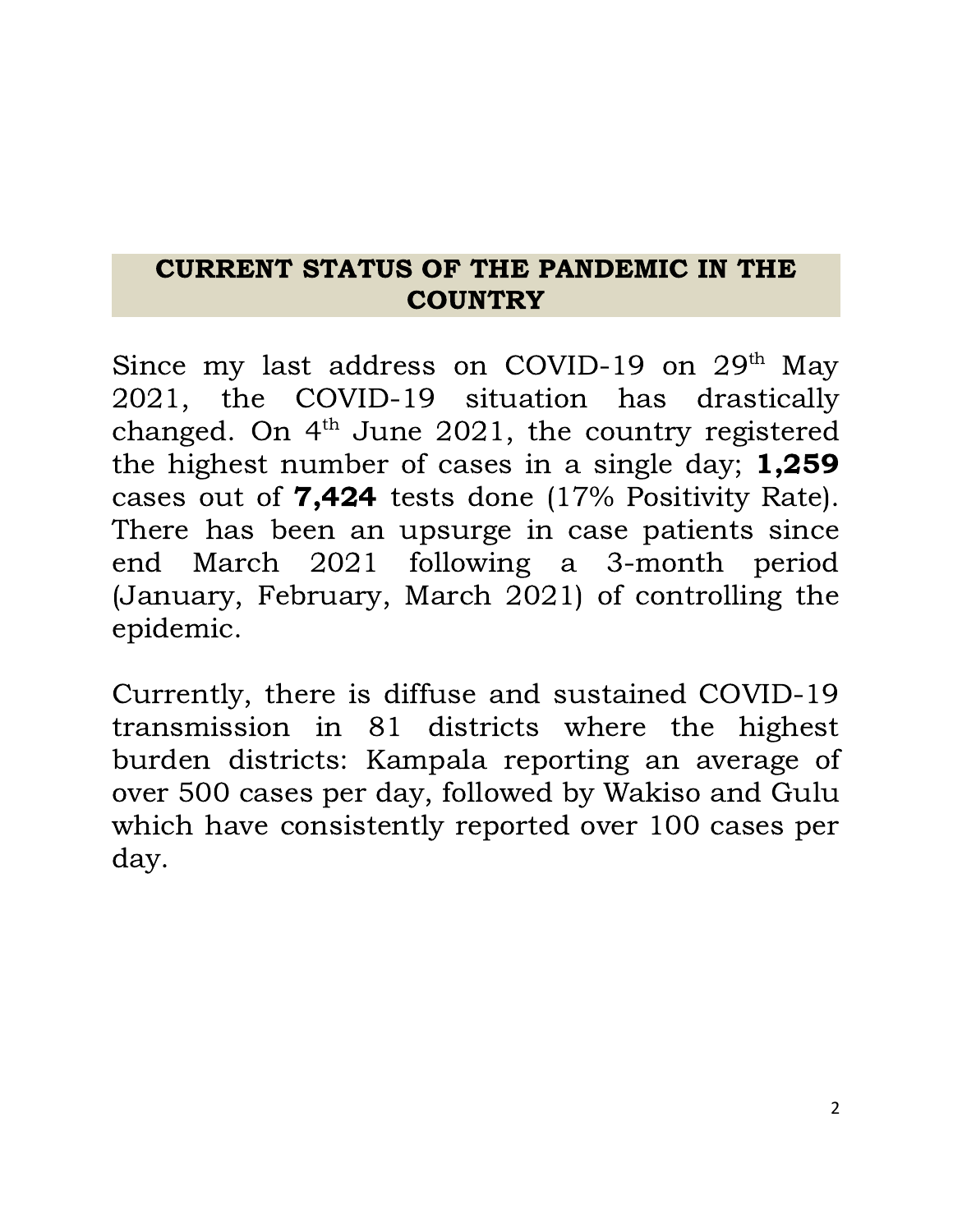## CURRENT STATUS OF THE PANDEMIC IN THE COUNTRY

Since my last address on COVID-19 on 29th May 2021, the COVID-19 situation has drastically changed. On 4th June 2021, the country registered the highest number of cases in a single day; **1,259** cases out of **7,424** tests done (17% Positivity Rate). There has been an upsurge in case patients since end March 2021 following a 3-month period (January, February, March 2021) of controlling the epidemic.

Currently, there is diffuse and sustained COVID-19 transmission in 81 districts where the highest burden districts: Kampala reporting an average of over 500 cases per day, followed by Wakiso and Gulu which have consistently reported over 100 cases per day.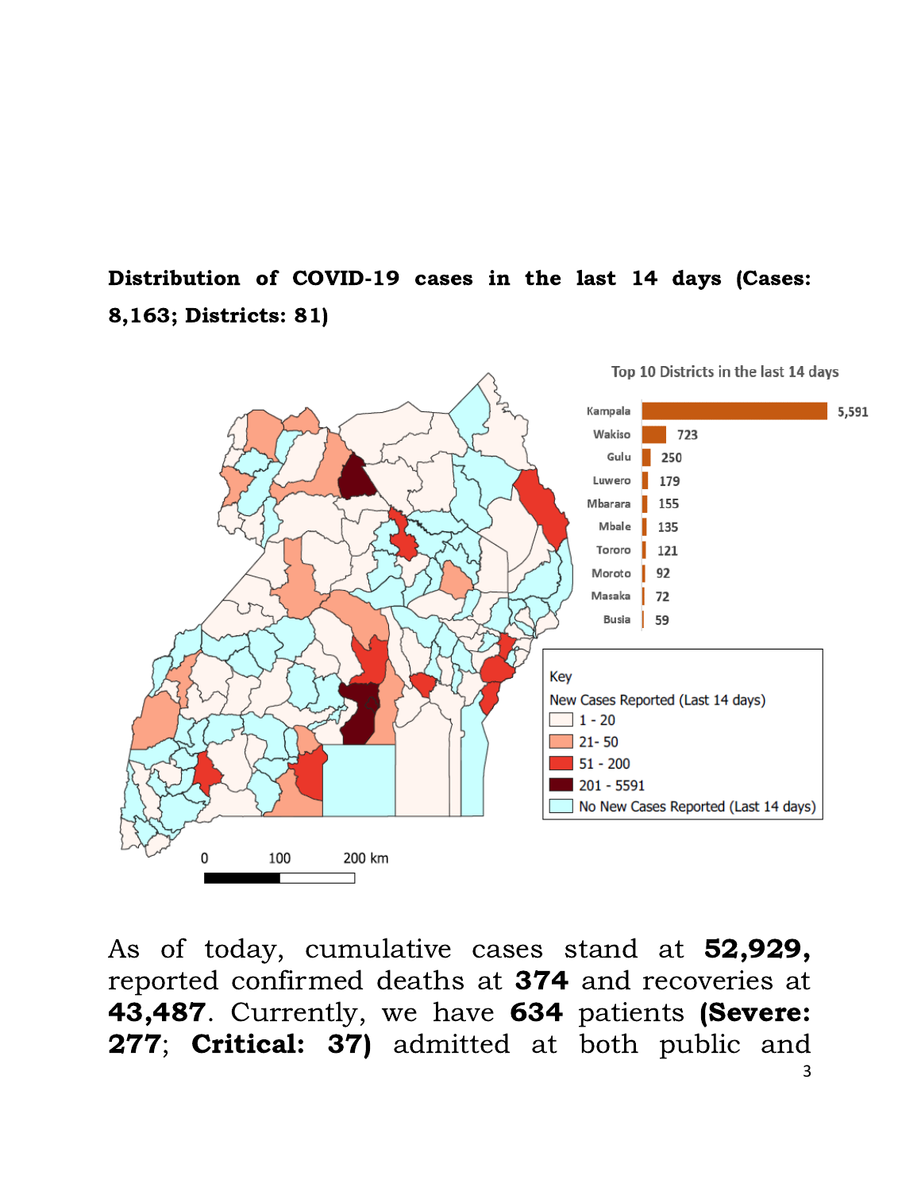**Distribution of COVID-19 cases in the last 14 days (Cases: 8,163; Districts: 81)**

Top 10 Districts in the last 14 days

| District | Cases |
|---|---|
| Kampala | 5,591 |
| Wakiso | 723 |
| Gulu | 250 |
| Luwero | 179 |
| Mbarara | 155 |
| Mbale | 135 |
| Tororo | 121 |
| Moroto | 92 |
| Masaka | 72 |
| Busia | 59 |

Key
New Cases Reported (Last 14 days)
- 1 - 20
- 21- 50
- 51 - 200
- 201 - 5591
- No New Cases Reported (Last 14 days)

0 100 200 km

As of today, cumulative cases stand at **52,929,** reported confirmed deaths at **374** and recoveries at **43,487**. Currently, we have **634** patients **(Severe: 277**; **Critical: 37)** admitted at both public and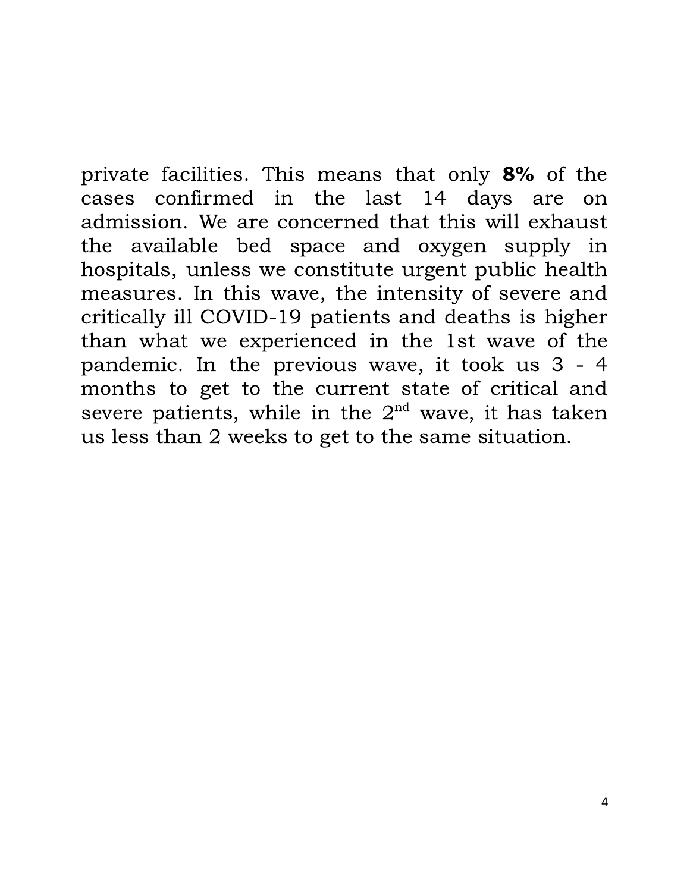private facilities. This means that only **8%** of the cases confirmed in the last 14 days are on admission. We are concerned that this will exhaust the available bed space and oxygen supply in hospitals, unless we constitute urgent public health measures. In this wave, the intensity of severe and critically ill COVID-19 patients and deaths is higher than what we experienced in the 1st wave of the pandemic. In the previous wave, it took us 3 - 4 months to get to the current state of critical and severe patients, while in the 2nd wave, it has taken us less than 2 weeks to get to the same situation.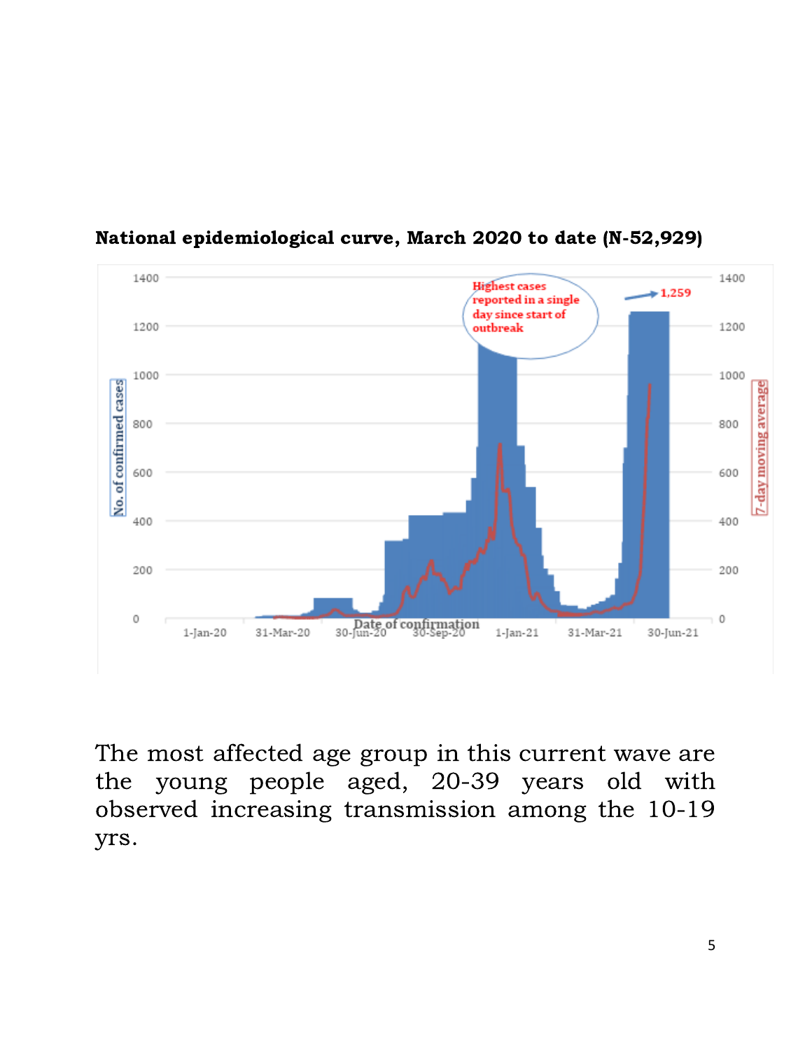**National epidemiological curve, March 2020 to date (N-52,929)**

The most affected age group in this current wave are the young people aged, 20-39 years old with observed increasing transmission among the 10-19 yrs.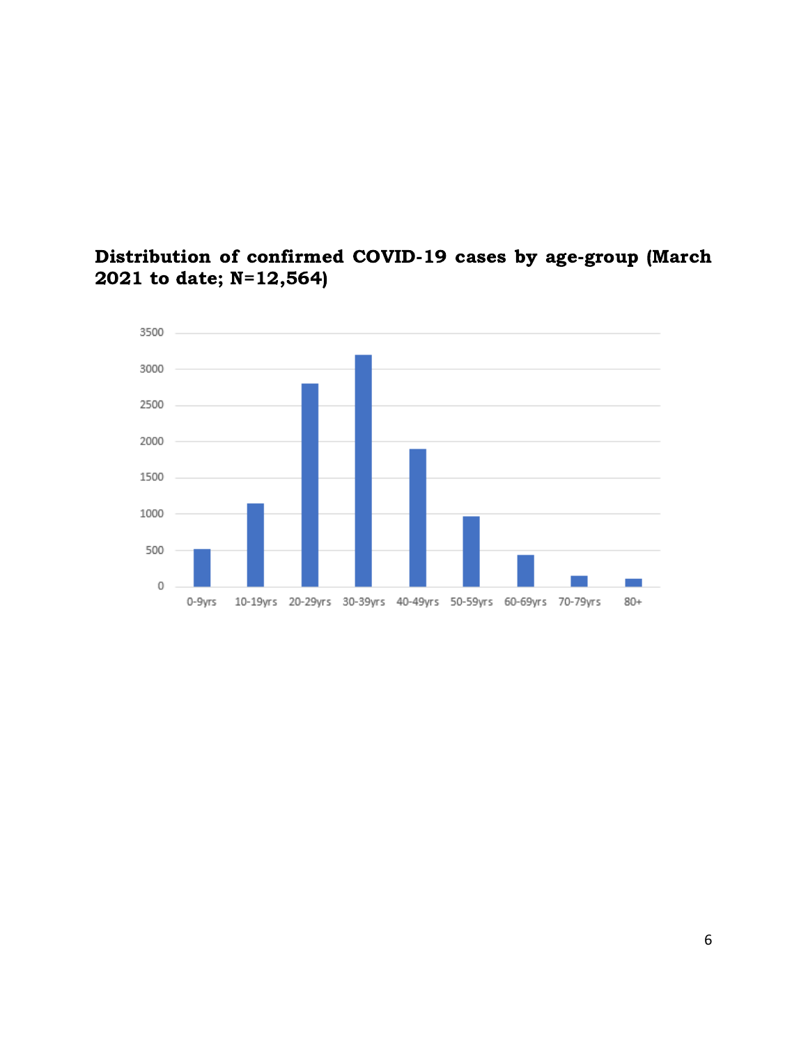**Distribution of confirmed COVID-19 cases by age-group (March 2021 to date; N=12,564)**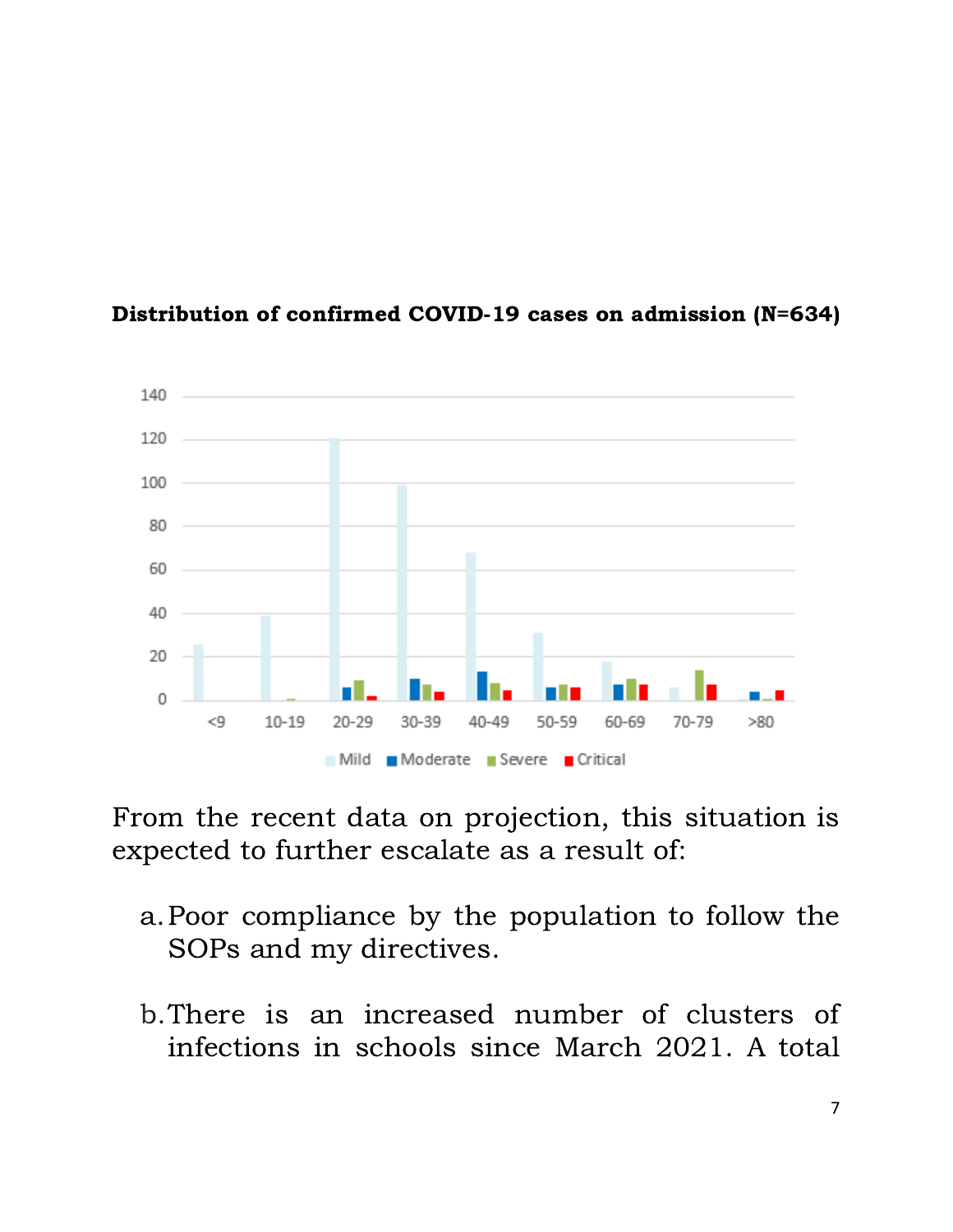**Distribution of confirmed COVID-19 cases on admission (N=634)**

From the recent data on projection, this situation is expected to further escalate as a result of:

a. Poor compliance by the population to follow the SOPs and my directives.

b. There is an increased number of clusters of infections in schools since March 2021. A total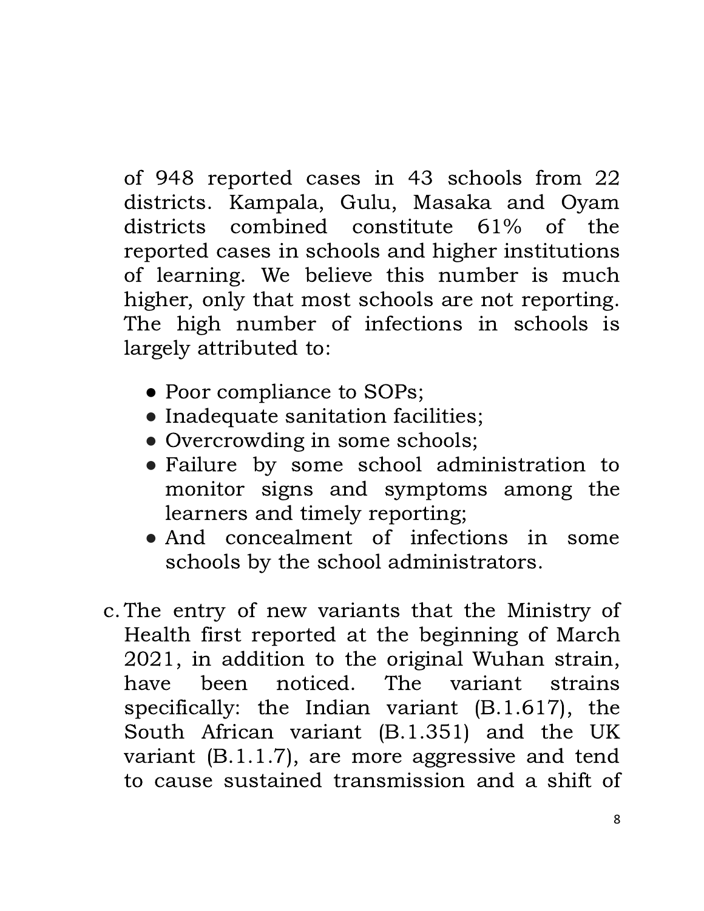of 948 reported cases in 43 schools from 22 districts. Kampala, Gulu, Masaka and Oyam districts combined constitute 61% of the reported cases in schools and higher institutions of learning. We believe this number is much higher, only that most schools are not reporting. The high number of infections in schools is largely attributed to:

- Poor compliance to SOPs;
- Inadequate sanitation facilities;
- Overcrowding in some schools;
- Failure by some school administration to monitor signs and symptoms among the learners and timely reporting;
- And concealment of infections in some schools by the school administrators.

c. The entry of new variants that the Ministry of Health first reported at the beginning of March 2021, in addition to the original Wuhan strain, have been noticed. The variant strains specifically: the Indian variant (B.1.617), the South African variant (B.1.351) and the UK variant (B.1.1.7), are more aggressive and tend to cause sustained transmission and a shift of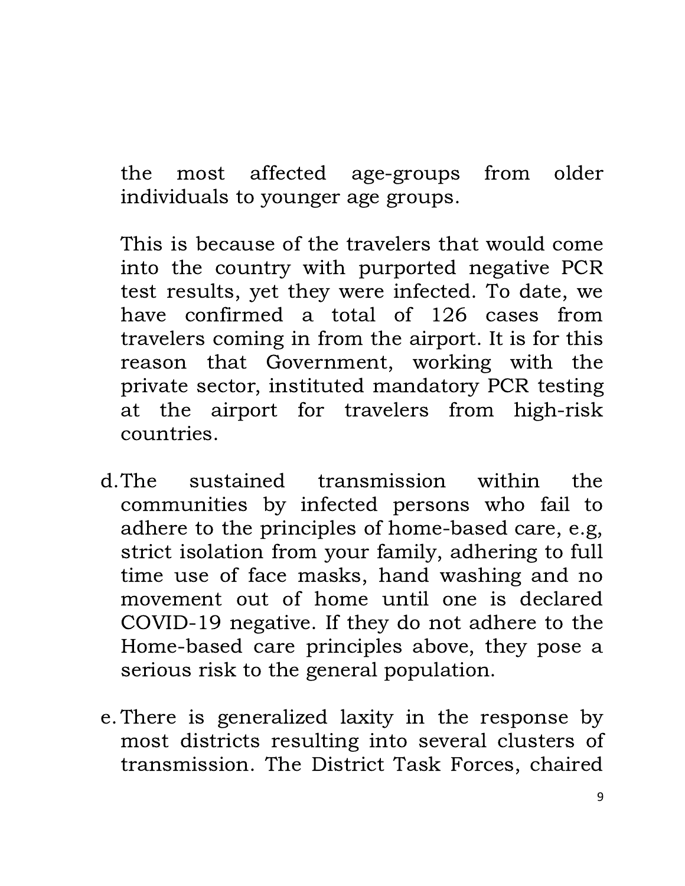the most affected age-groups from older individuals to younger age groups.

This is because of the travelers that would come into the country with purported negative PCR test results, yet they were infected. To date, we have confirmed a total of 126 cases from travelers coming in from the airport. It is for this reason that Government, working with the private sector, instituted mandatory PCR testing at the airport for travelers from high-risk countries.

d. The sustained transmission within the communities by infected persons who fail to adhere to the principles of home-based care, e.g, strict isolation from your family, adhering to full time use of face masks, hand washing and no movement out of home until one is declared COVID-19 negative. If they do not adhere to the Home-based care principles above, they pose a serious risk to the general population.

e. There is generalized laxity in the response by most districts resulting into several clusters of transmission. The District Task Forces, chaired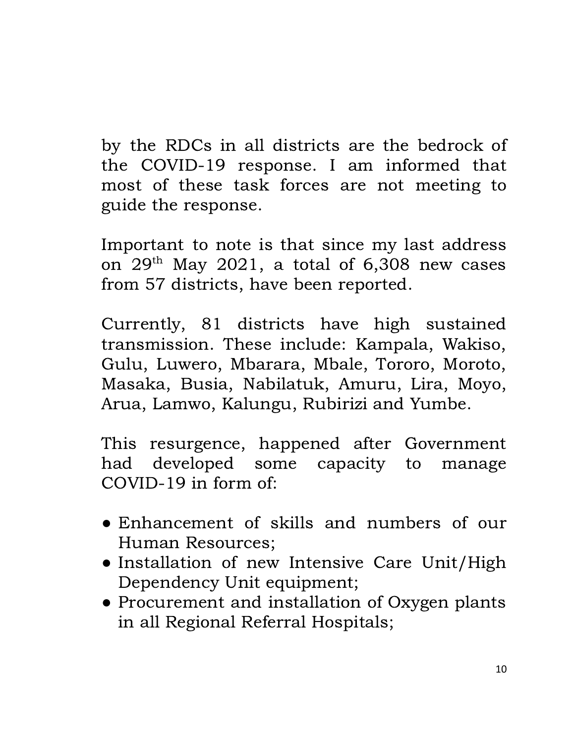by the RDCs in all districts are the bedrock of the COVID-19 response. I am informed that most of these task forces are not meeting to guide the response.

Important to note is that since my last address on 29th May 2021, a total of 6,308 new cases from 57 districts, have been reported.

Currently, 81 districts have high sustained transmission. These include: Kampala, Wakiso, Gulu, Luwero, Mbarara, Mbale, Tororo, Moroto, Masaka, Busia, Nabilatuk, Amuru, Lira, Moyo, Arua, Lamwo, Kalungu, Rubirizi and Yumbe.

This resurgence, happened after Government had developed some capacity to manage COVID-19 in form of:

- Enhancement of skills and numbers of our Human Resources;
- Installation of new Intensive Care Unit/High Dependency Unit equipment;
- Procurement and installation of Oxygen plants in all Regional Referral Hospitals;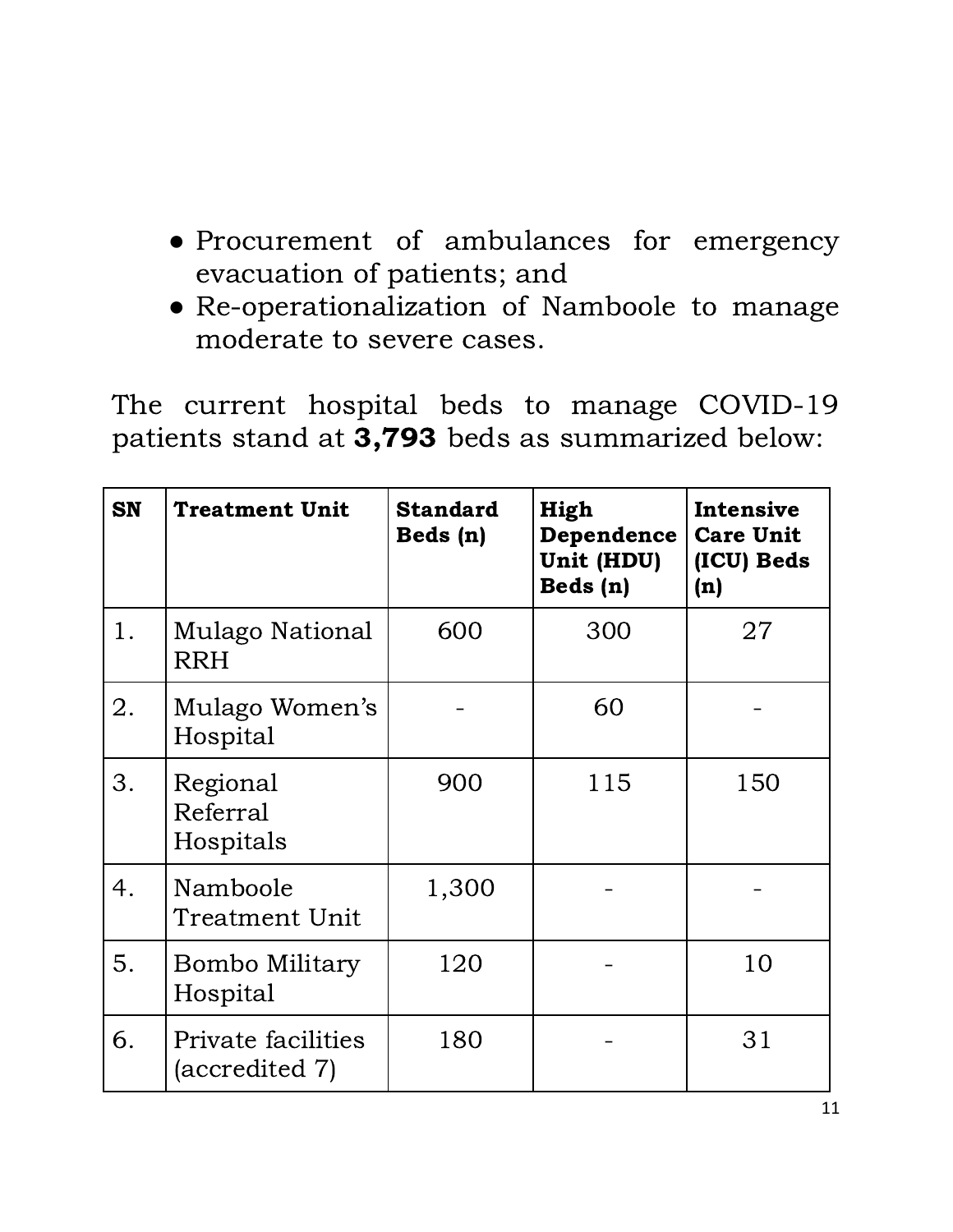- Procurement of ambulances for emergency evacuation of patients; and
- Re-operationalization of Namboole to manage moderate to severe cases.

The current hospital beds to manage COVID-19 patients stand at **3,793** beds as summarized below:

| SN | Treatment Unit | Standard Beds (n) | High Dependence Unit (HDU) Beds (n) | Intensive Care Unit (ICU) Beds (n) |
|---|---|---|---|---|
| 1. | Mulago National RRH | 600 | 300 | 27 |
| 2. | Mulago Women's Hospital | - | 60 | - |
| 3. | Regional Referral Hospitals | 900 | 115 | 150 |
| 4. | Namboole Treatment Unit | 1,300 | - | - |
| 5. | Bombo Military Hospital | 120 | - | 10 |
| 6. | Private facilities (accredited 7) | 180 | - | 31 |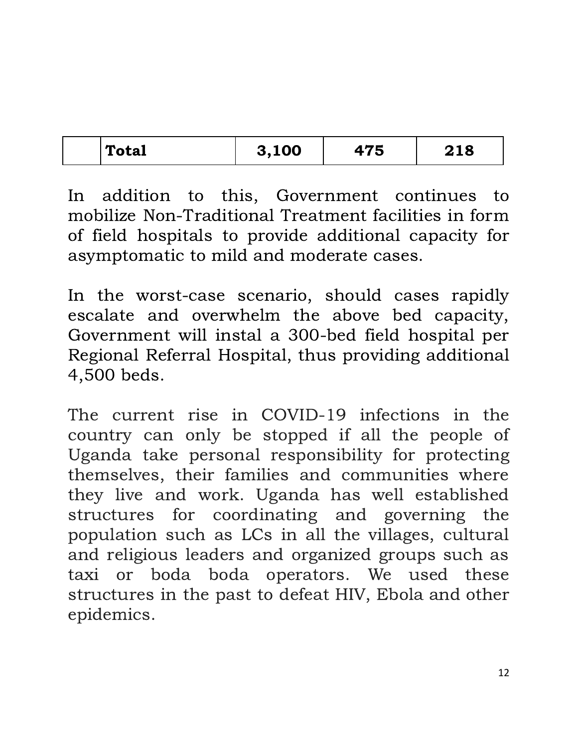|  | **Total** | **3,100** | **475** | **218** |
|---|---|---|---|---|

In addition to this, Government continues to mobilize Non-Traditional Treatment facilities in form of field hospitals to provide additional capacity for asymptomatic to mild and moderate cases.

In the worst-case scenario, should cases rapidly escalate and overwhelm the above bed capacity, Government will instal a 300-bed field hospital per Regional Referral Hospital, thus providing additional 4,500 beds.

The current rise in COVID-19 infections in the country can only be stopped if all the people of Uganda take personal responsibility for protecting themselves, their families and communities where they live and work. Uganda has well established structures for coordinating and governing the population such as LCs in all the villages, cultural and religious leaders and organized groups such as taxi or boda boda operators. We used these structures in the past to defeat HIV, Ebola and other epidemics.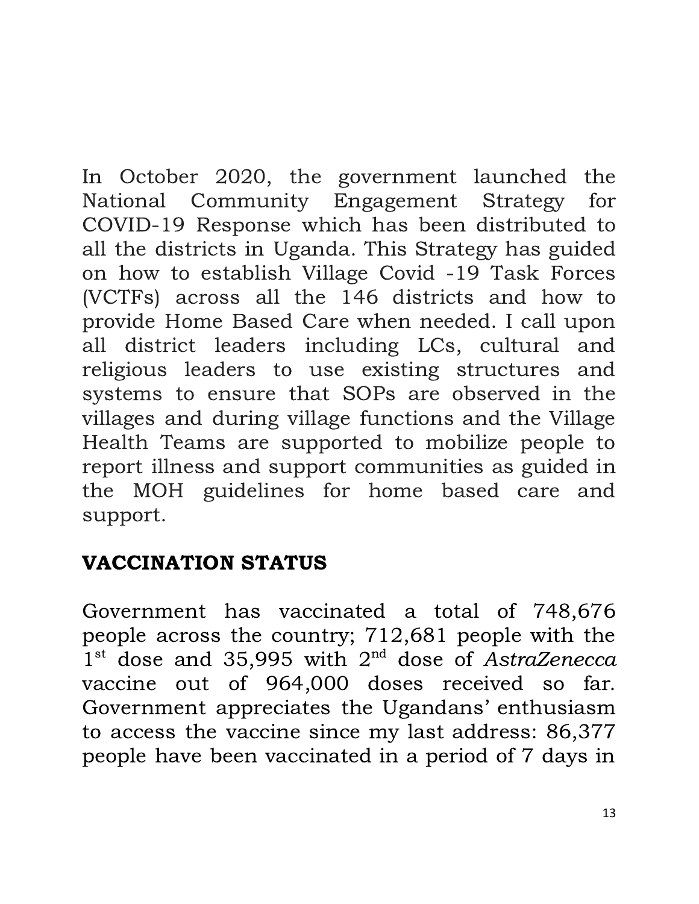In October 2020, the government launched the National Community Engagement Strategy for COVID-19 Response which has been distributed to all the districts in Uganda. This Strategy has guided on how to establish Village Covid -19 Task Forces (VCTFs) across all the 146 districts and how to provide Home Based Care when needed. I call upon all district leaders including LCs, cultural and religious leaders to use existing structures and systems to ensure that SOPs are observed in the villages and during village functions and the Village Health Teams are supported to mobilize people to report illness and support communities as guided in the MOH guidelines for home based care and support.

## VACCINATION STATUS

Government has vaccinated a total of 748,676 people across the country; 712,681 people with the 1st dose and 35,995 with 2nd dose of *AstraZenecca* vaccine out of 964,000 doses received so far. Government appreciates the Ugandans' enthusiasm to access the vaccine since my last address: 86,377 people have been vaccinated in a period of 7 days in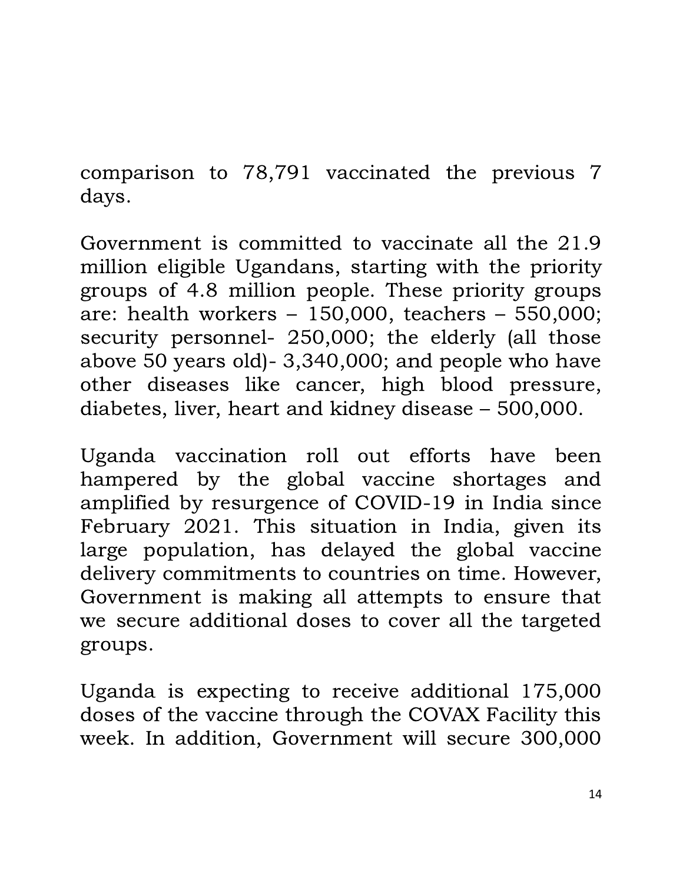comparison to 78,791 vaccinated the previous 7 days.

Government is committed to vaccinate all the 21.9 million eligible Ugandans, starting with the priority groups of 4.8 million people. These priority groups are: health workers – 150,000, teachers – 550,000; security personnel- 250,000; the elderly (all those above 50 years old)- 3,340,000; and people who have other diseases like cancer, high blood pressure, diabetes, liver, heart and kidney disease – 500,000.

Uganda vaccination roll out efforts have been hampered by the global vaccine shortages and amplified by resurgence of COVID-19 in India since February 2021. This situation in India, given its large population, has delayed the global vaccine delivery commitments to countries on time. However, Government is making all attempts to ensure that we secure additional doses to cover all the targeted groups.

Uganda is expecting to receive additional 175,000 doses of the vaccine through the COVAX Facility this week. In addition, Government will secure 300,000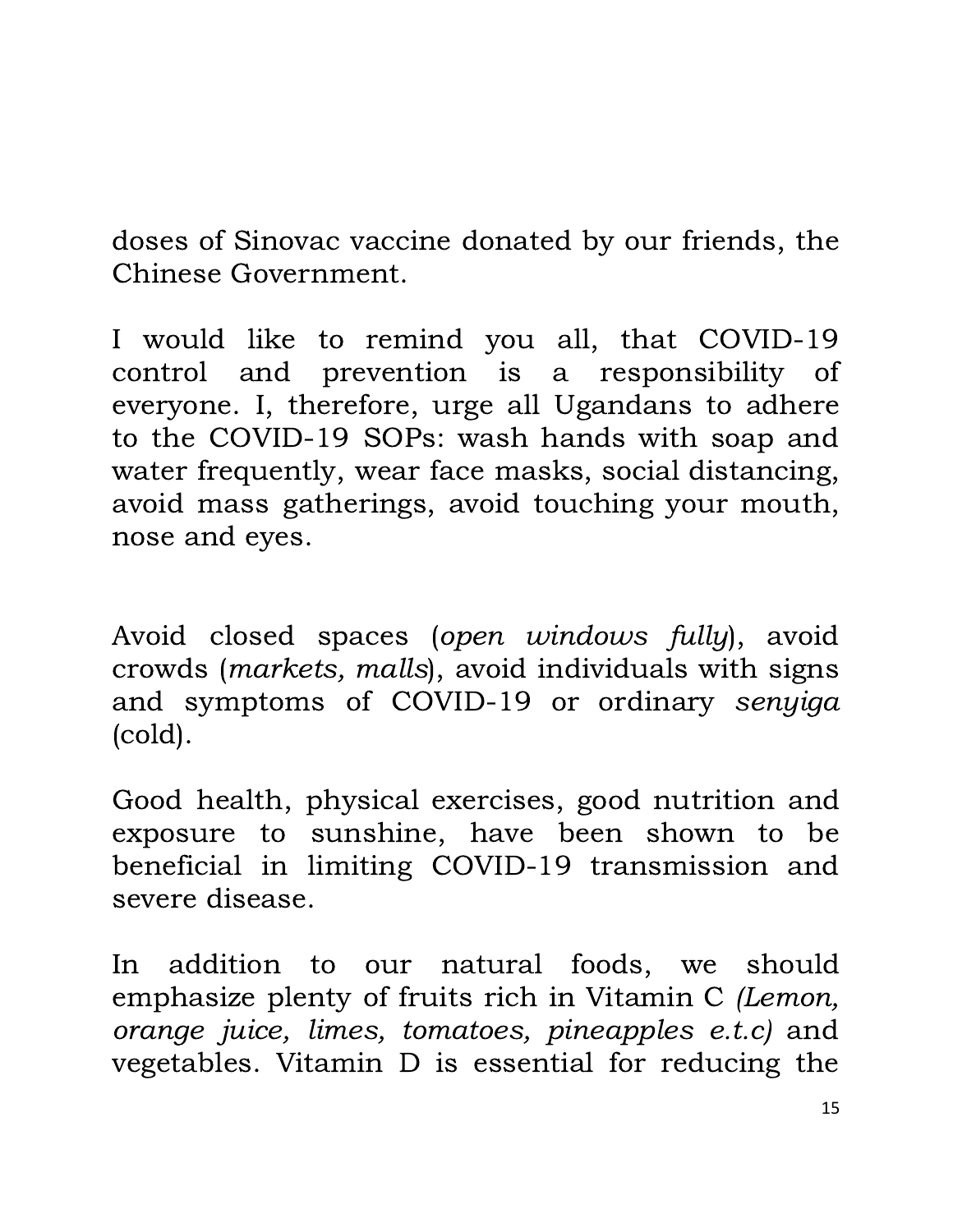doses of Sinovac vaccine donated by our friends, the Chinese Government.

I would like to remind you all, that COVID-19 control and prevention is a responsibility of everyone. I, therefore, urge all Ugandans to adhere to the COVID-19 SOPs: wash hands with soap and water frequently, wear face masks, social distancing, avoid mass gatherings, avoid touching your mouth, nose and eyes.

Avoid closed spaces (*open windows fully*), avoid crowds (*markets, malls*), avoid individuals with signs and symptoms of COVID-19 or ordinary *senyiga* (cold).

Good health, physical exercises, good nutrition and exposure to sunshine, have been shown to be beneficial in limiting COVID-19 transmission and severe disease.

In addition to our natural foods, we should emphasize plenty of fruits rich in Vitamin C *(Lemon, orange juice, limes, tomatoes, pineapples e.t.c)* and vegetables. Vitamin D is essential for reducing the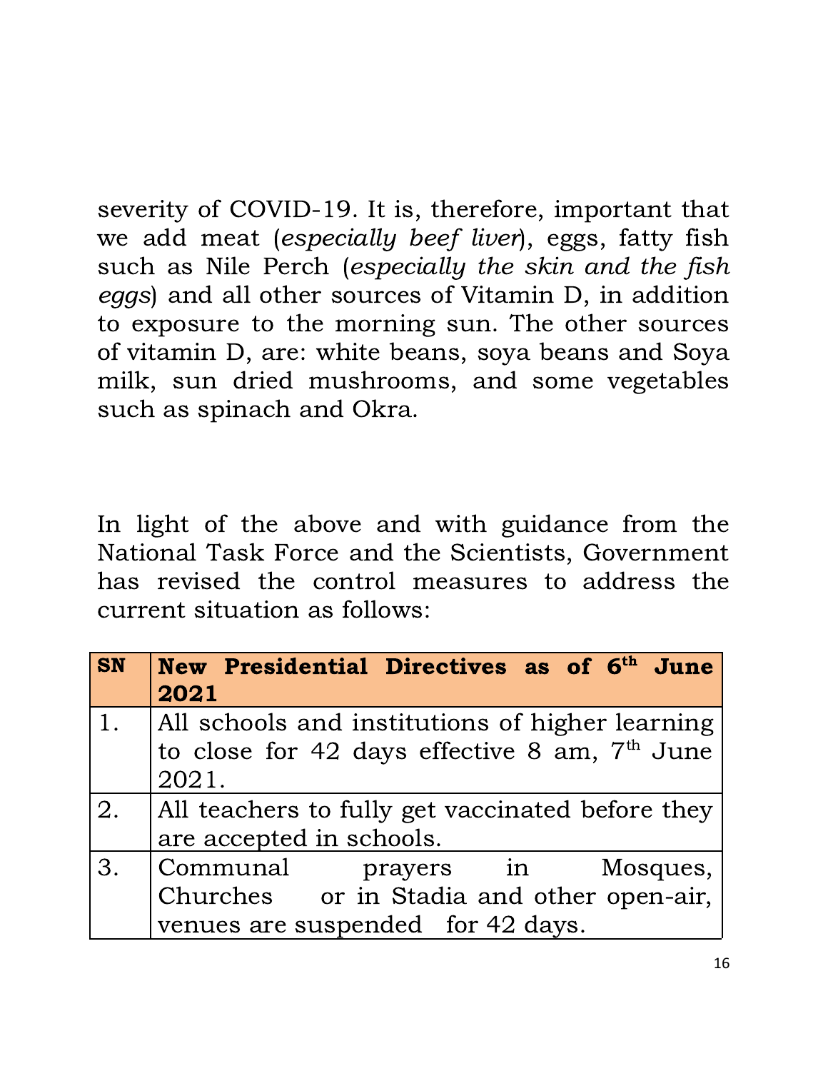severity of COVID-19. It is, therefore, important that we add meat (*especially beef liver*), eggs, fatty fish such as Nile Perch (*especially the skin and the fish eggs*) and all other sources of Vitamin D, in addition to exposure to the morning sun. The other sources of vitamin D, are: white beans, soya beans and Soya milk, sun dried mushrooms, and some vegetables such as spinach and Okra.

In light of the above and with guidance from the National Task Force and the Scientists, Government has revised the control measures to address the current situation as follows:

| SN | New Presidential Directives as of 6th June 2021 |
|---|---|
| 1. | All schools and institutions of higher learning to close for 42 days effective 8 am, 7th June 2021. |
| 2. | All teachers to fully get vaccinated before they are accepted in schools. |
| 3. | Communal prayers in Mosques, Churches or in Stadia and other open-air, venues are suspended for 42 days. |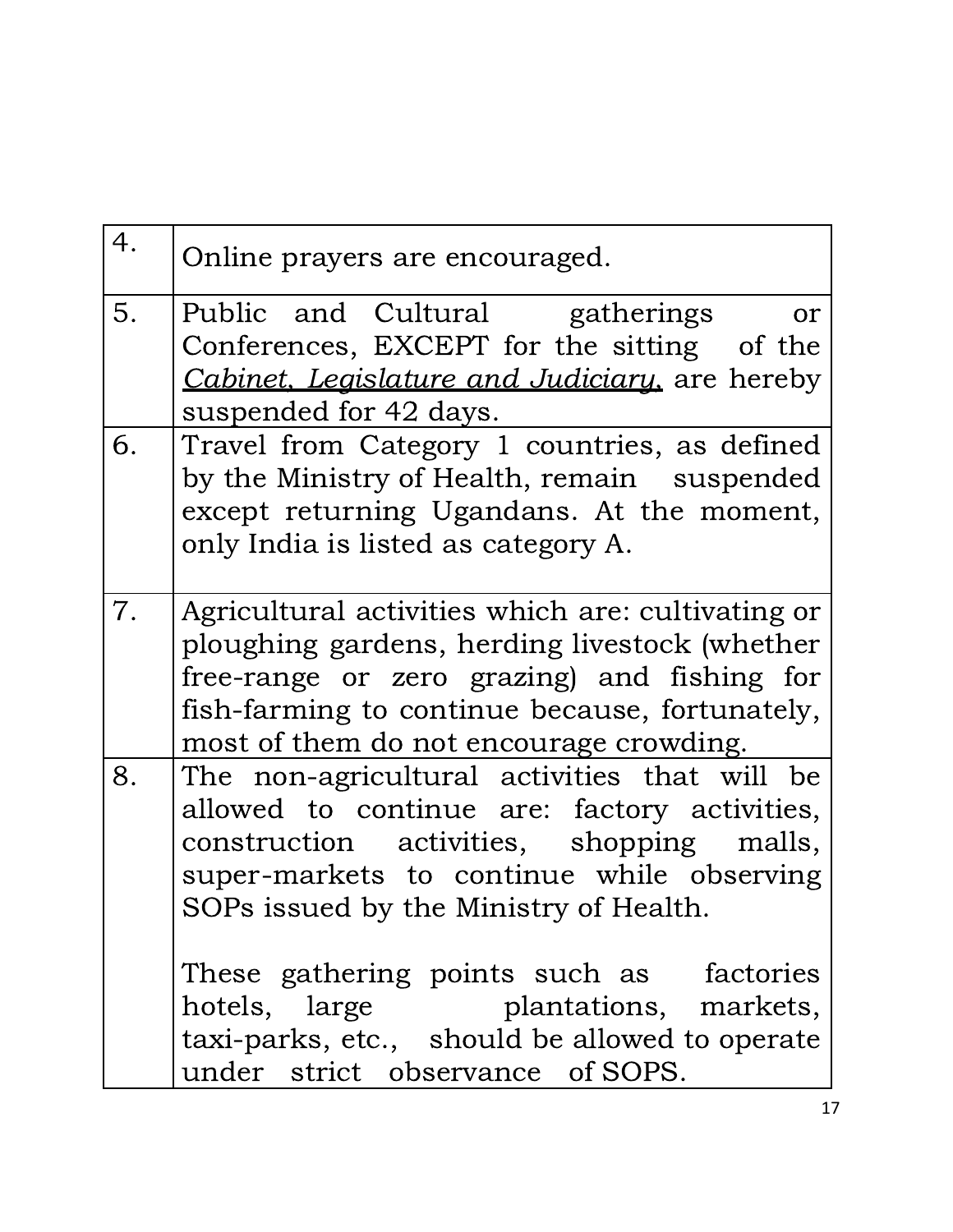| | |
|---|---|
| 4. | Online prayers are encouraged. |
| 5. | Public and Cultural gatherings or Conferences, EXCEPT for the sitting of the *Cabinet, Legislature and Judiciary,* are hereby suspended for 42 days. |
| 6. | Travel from Category 1 countries, as defined by the Ministry of Health, remain suspended except returning Ugandans. At the moment, only India is listed as category A. |
| 7. | Agricultural activities which are: cultivating or ploughing gardens, herding livestock (whether free-range or zero grazing) and fishing for fish-farming to continue because, fortunately, most of them do not encourage crowding. |
| 8. | The non-agricultural activities that will be allowed to continue are: factory activities, construction activities, shopping malls, super-markets to continue while observing SOPs issued by the Ministry of Health.<br><br>These gathering points such as factories hotels, large plantations, markets, taxi-parks, etc., should be allowed to operate under strict observance of SOPS. |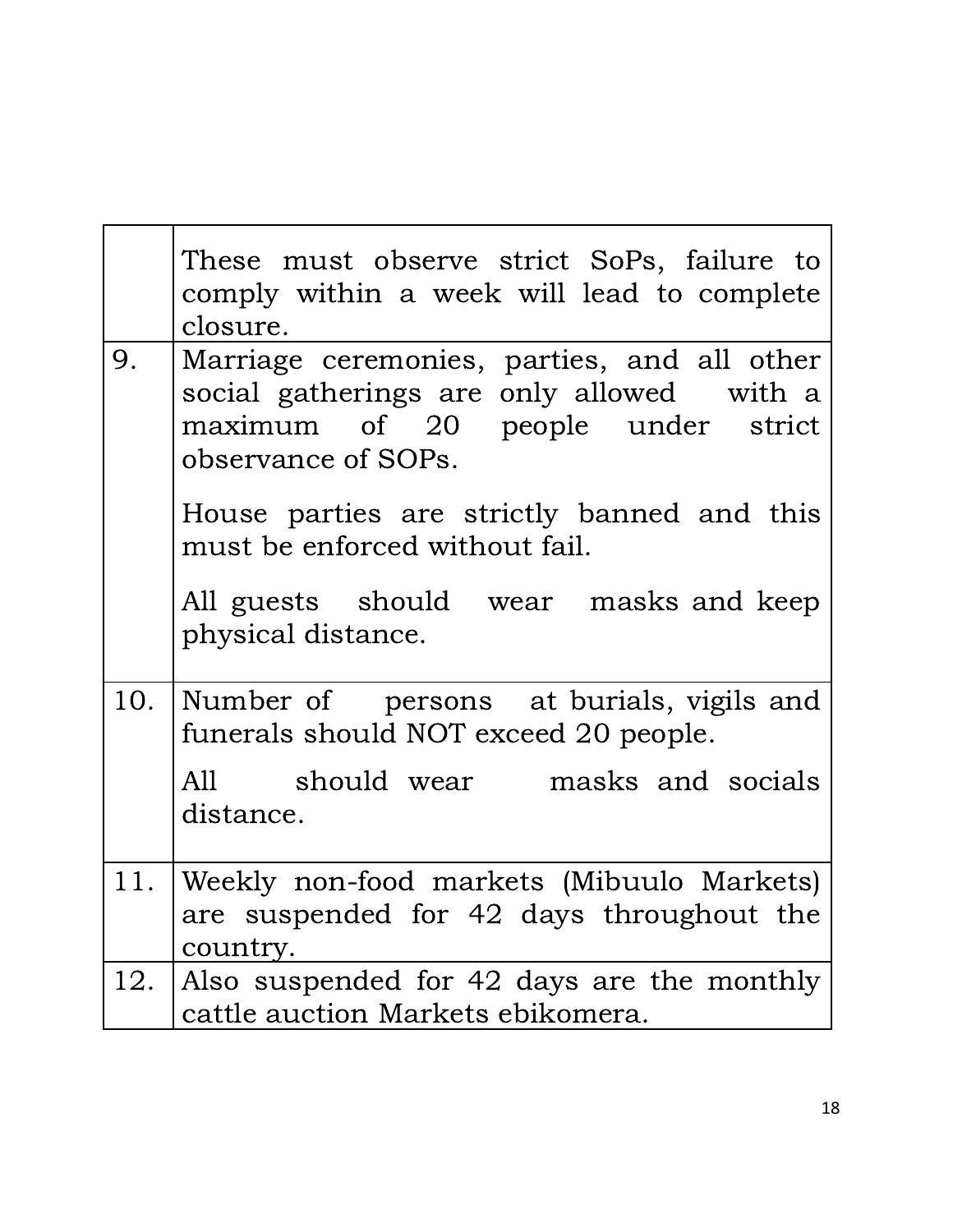| | |
|---|---|
| | These must observe strict SoPs, failure to comply within a week will lead to complete closure. |
| 9. | Marriage ceremonies, parties, and all other social gatherings are only allowed with a maximum of 20 people under strict observance of SOPs.<br><br>House parties are strictly banned and this must be enforced without fail.<br><br>All guests should wear masks and keep physical distance. |
| 10. | Number of persons at burials, vigils and funerals should NOT exceed 20 people.<br><br>All should wear masks and socials distance. |
| 11. | Weekly non-food markets (Mibuulo Markets) are suspended for 42 days throughout the country. |
| 12. | Also suspended for 42 days are the monthly cattle auction Markets ebikomera. |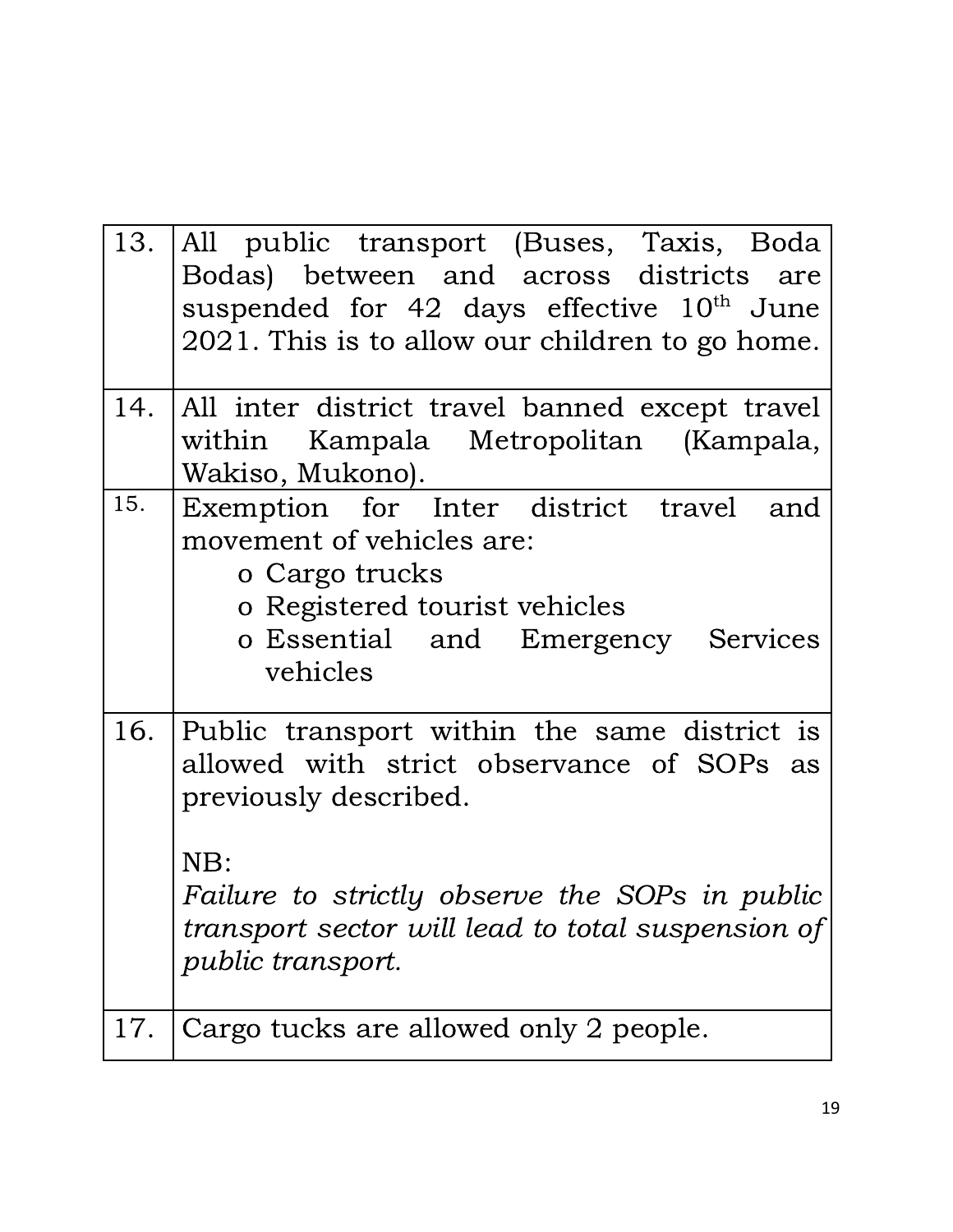| | |
|---|---|
| 13. | All public transport (Buses, Taxis, Boda Bodas) between and across districts are suspended for 42 days effective 10th June 2021. This is to allow our children to go home. |
| 14. | All inter district travel banned except travel within Kampala Metropolitan (Kampala, Wakiso, Mukono). |
| 15. | Exemption for Inter district travel and movement of vehicles are:<br>o Cargo trucks<br>o Registered tourist vehicles<br>o Essential and Emergency Services vehicles |
| 16. | Public transport within the same district is allowed with strict observance of SOPs as previously described.<br><br>NB:<br>*Failure to strictly observe the SOPs in public transport sector will lead to total suspension of public transport.* |
| 17. | Cargo tucks are allowed only 2 people. |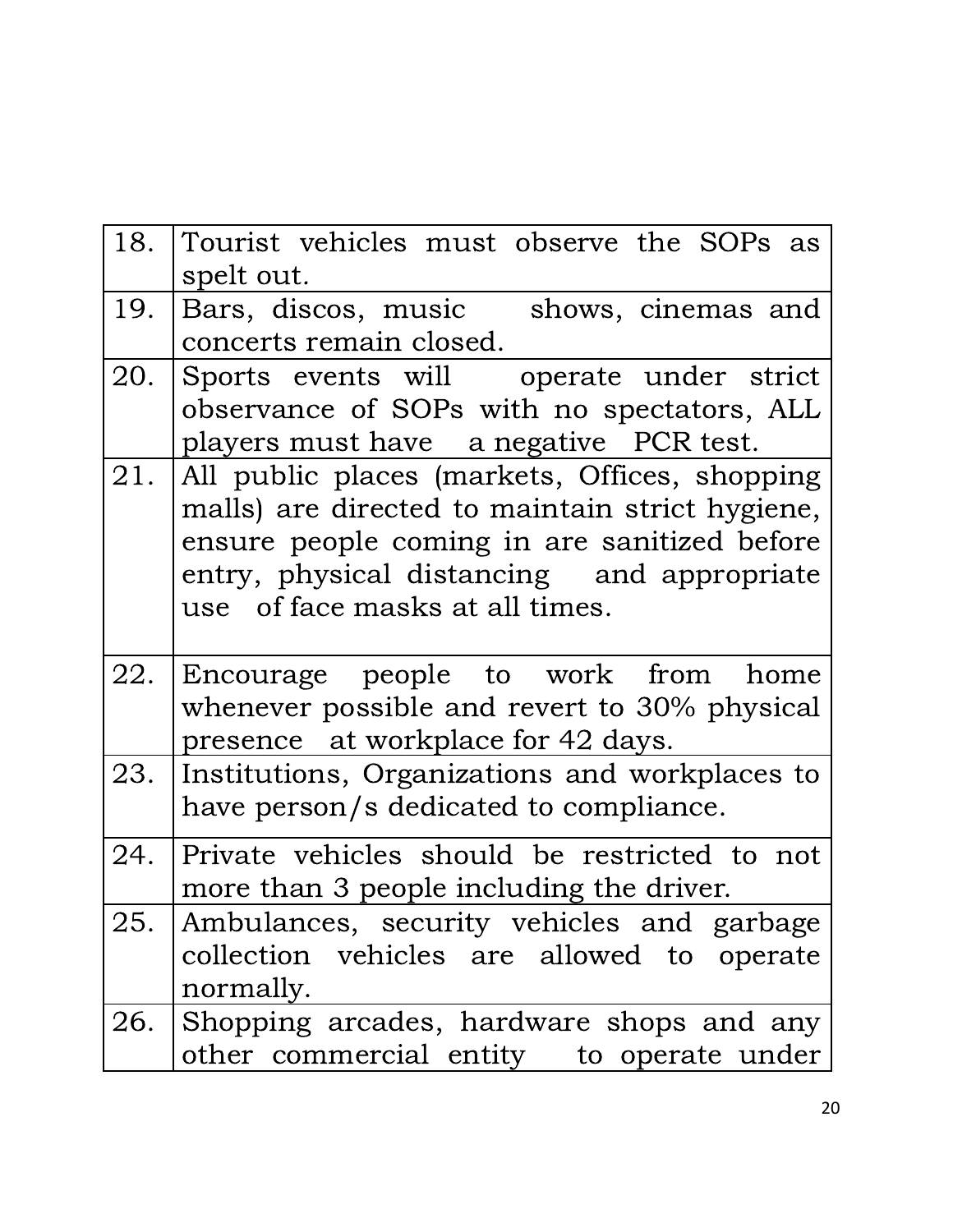| | |
|---|---|
| 18. | Tourist vehicles must observe the SOPs as spelt out. |
| 19. | Bars, discos, music shows, cinemas and concerts remain closed. |
| 20. | Sports events will operate under strict observance of SOPs with no spectators, ALL players must have a negative PCR test. |
| 21. | All public places (markets, Offices, shopping malls) are directed to maintain strict hygiene, ensure people coming in are sanitized before entry, physical distancing and appropriate use of face masks at all times. |
| 22. | Encourage people to work from home whenever possible and revert to 30% physical presence at workplace for 42 days. |
| 23. | Institutions, Organizations and workplaces to have person/s dedicated to compliance. |
| 24. | Private vehicles should be restricted to not more than 3 people including the driver. |
| 25. | Ambulances, security vehicles and garbage collection vehicles are allowed to operate normally. |
| 26. | Shopping arcades, hardware shops and any other commercial entity to operate under |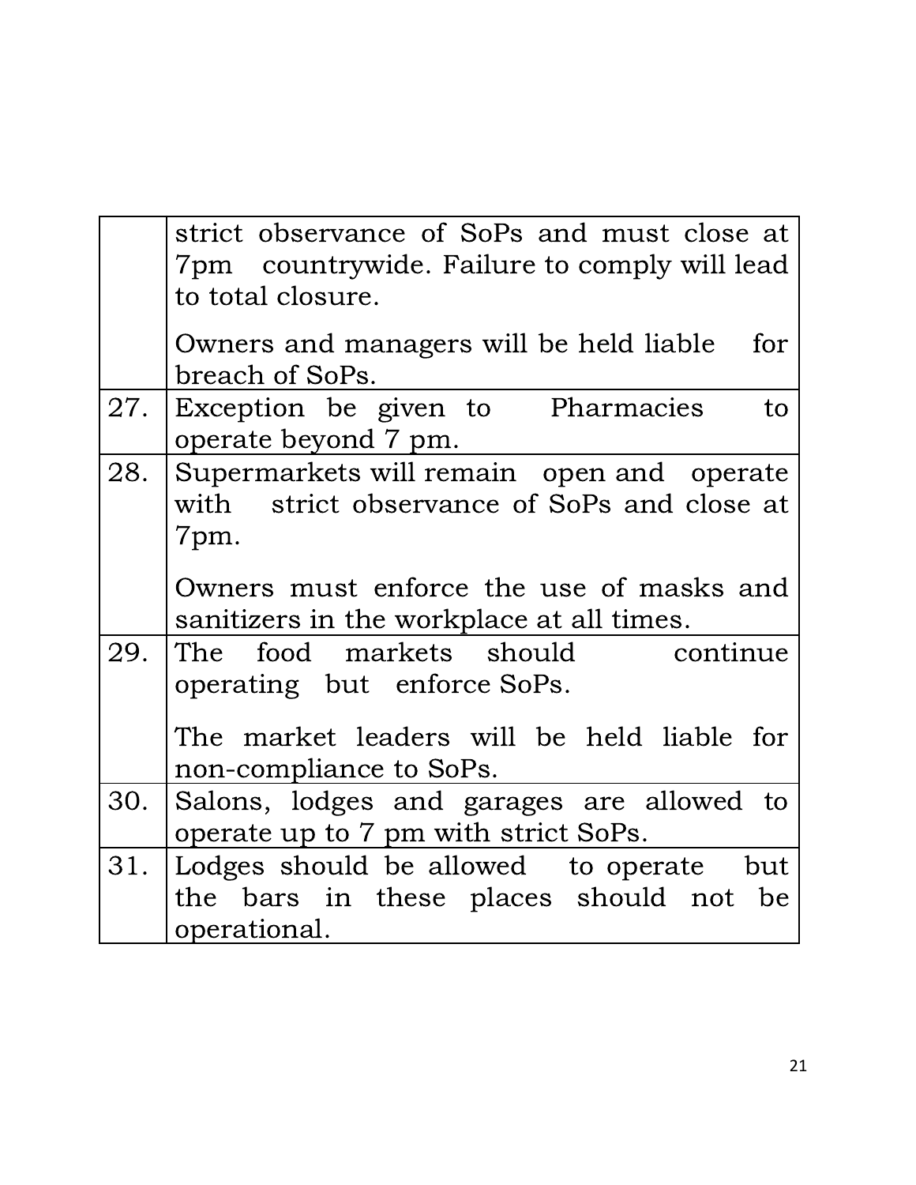| | |
|---|---|
| | strict observance of SoPs and must close at 7pm countrywide. Failure to comply will lead to total closure.<br><br>Owners and managers will be held liable for breach of SoPs. |
| 27. | Exception be given to Pharmacies to operate beyond 7 pm. |
| 28. | Supermarkets will remain open and operate with strict observance of SoPs and close at 7pm.<br><br>Owners must enforce the use of masks and sanitizers in the workplace at all times. |
| 29. | The food markets should continue operating but enforce SoPs.<br><br>The market leaders will be held liable for non-compliance to SoPs. |
| 30. | Salons, lodges and garages are allowed to operate up to 7 pm with strict SoPs. |
| 31. | Lodges should be allowed to operate but the bars in these places should not be operational. |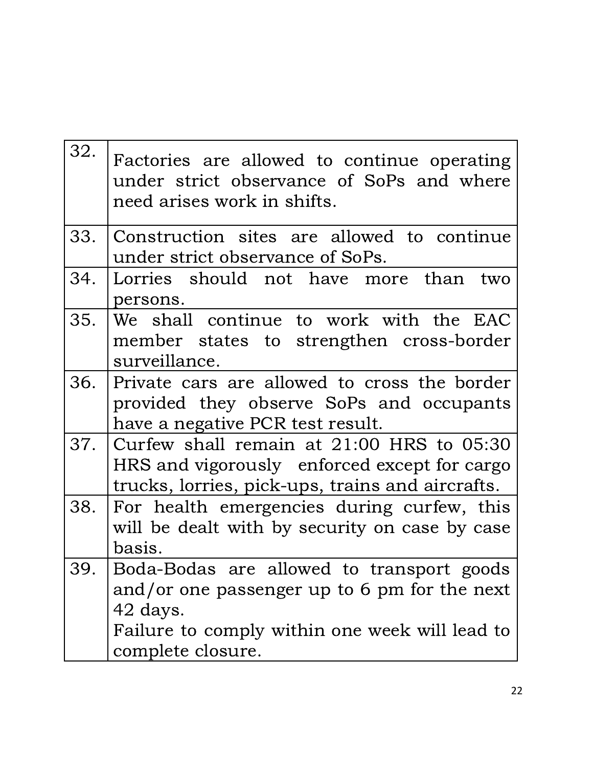| | |
|---|---|
| 32. | Factories are allowed to continue operating under strict observance of SoPs and where need arises work in shifts. |
| 33. | Construction sites are allowed to continue under strict observance of SoPs. |
| 34. | Lorries should not have more than two persons. |
| 35. | We shall continue to work with the EAC member states to strengthen cross-border surveillance. |
| 36. | Private cars are allowed to cross the border provided they observe SoPs and occupants have a negative PCR test result. |
| 37. | Curfew shall remain at 21:00 HRS to 05:30 HRS and vigorously enforced except for cargo trucks, lorries, pick-ups, trains and aircrafts. |
| 38. | For health emergencies during curfew, this will be dealt with by security on case by case basis. |
| 39. | Boda-Bodas are allowed to transport goods and/or one passenger up to 6 pm for the next 42 days.<br>Failure to comply within one week will lead to complete closure. |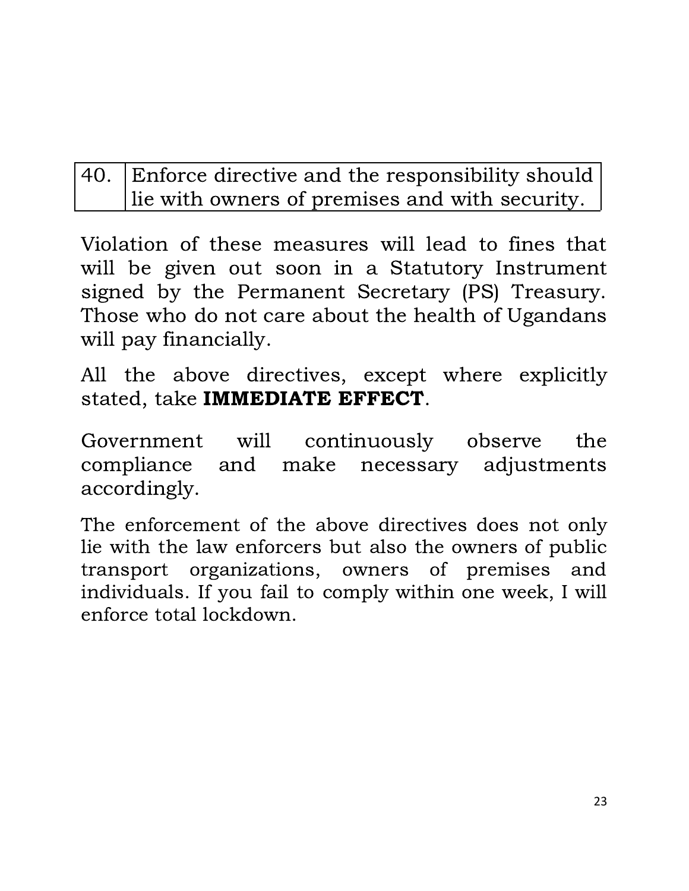| | |
|---|---|
| 40. | Enforce directive and the responsibility should lie with owners of premises and with security. |

Violation of these measures will lead to fines that will be given out soon in a Statutory Instrument signed by the Permanent Secretary (PS) Treasury. Those who do not care about the health of Ugandans will pay financially.

All the above directives, except where explicitly stated, take **IMMEDIATE EFFECT**.

Government will continuously observe the compliance and make necessary adjustments accordingly.

The enforcement of the above directives does not only lie with the law enforcers but also the owners of public transport organizations, owners of premises and individuals. If you fail to comply within one week, I will enforce total lockdown.